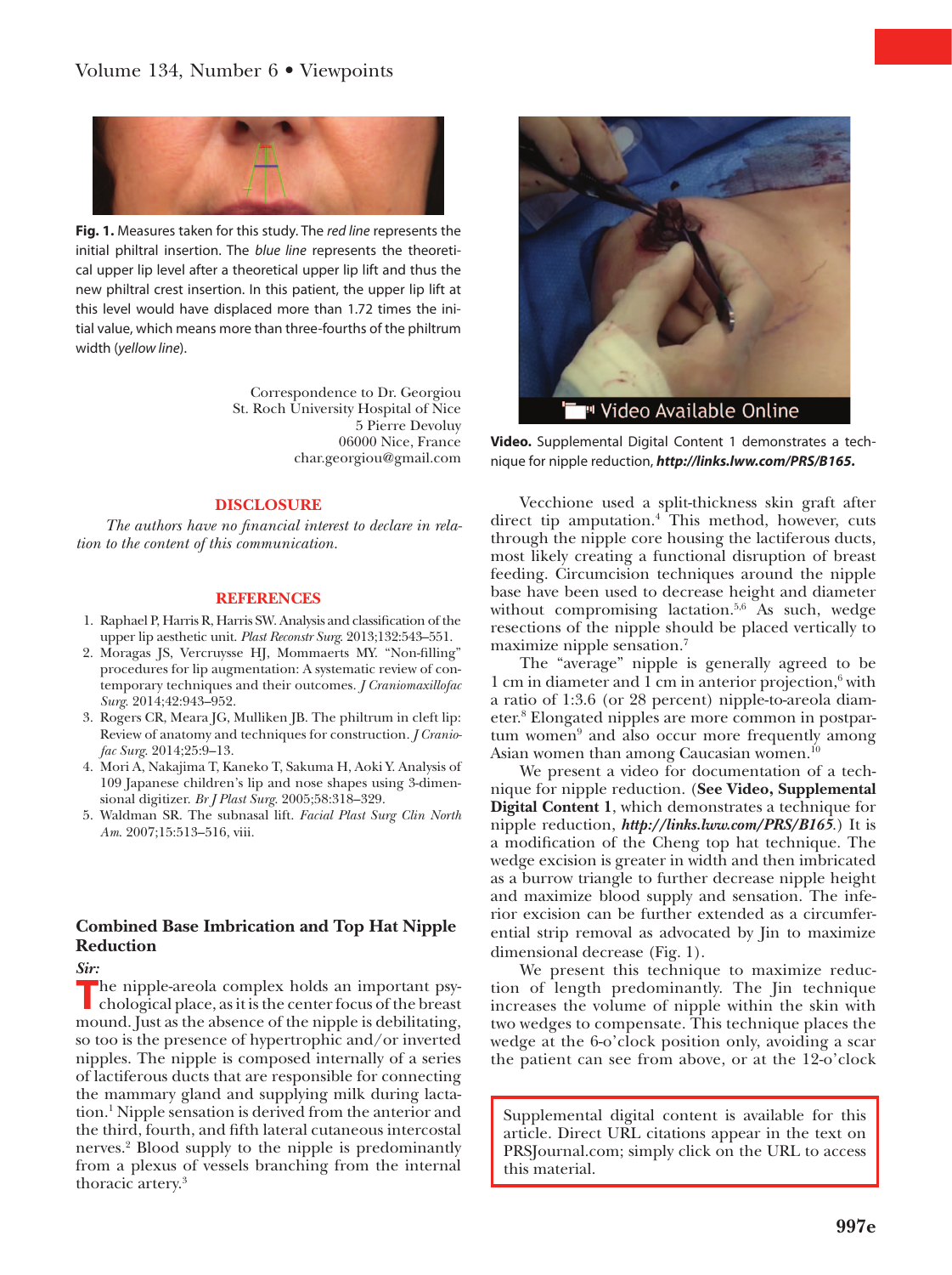**Fig. 1.** Measures taken for this study. The *red line* represents the initial philtral insertion. The *blue line* represents the theoretical upper lip level after a theoretical upper lip lift and thus the new philtral crest insertion. In this patient, the upper lip lift at this level would have displaced more than 1.72 times the initial value, which means more than three-fourths of the philtrum width (*yellow line*).

Correspondence to Dr. Georgiou
St. Roch University Hospital of Nice
5 Pierre Devoluy
06000 Nice, France
char.georgiou@gmail.com

## DISCLOSURE

*The authors have no financial interest to declare in relation to the content of this communication.*

## REFERENCES

1. Raphael P, Harris R, Harris SW. Analysis and classification of the upper lip aesthetic unit. *Plast Reconstr Surg.* 2013;132:543–551.
2. Moragas JS, Vercruysse HJ, Mommaerts MY. "Non-filling" procedures for lip augmentation: A systematic review of contemporary techniques and their outcomes. *J Craniomaxillofac Surg.* 2014;42:943–952.
3. Rogers CR, Meara JG, Mulliken JB. The philtrum in cleft lip: Review of anatomy and techniques for construction. *J Craniofac Surg.* 2014;25:9–13.
4. Mori A, Nakajima T, Kaneko T, Sakuma H, Aoki Y. Analysis of 109 Japanese children's lip and nose shapes using 3-dimensional digitizer. *Br J Plast Surg.* 2005;58:318–329.
5. Waldman SR. The subnasal lift. *Facial Plast Surg Clin North Am.* 2007;15:513–516, viii.

## Combined Base Imbrication and Top Hat Nipple Reduction

*Sir:*

The nipple-areola complex holds an important psychological place, as it is the center focus of the breast mound. Just as the absence of the nipple is debilitating, so too is the presence of hypertrophic and/or inverted nipples. The nipple is composed internally of a series of lactiferous ducts that are responsible for connecting the mammary gland and supplying milk during lactation.[1] Nipple sensation is derived from the anterior and the third, fourth, and fifth lateral cutaneous intercostal nerves.[2] Blood supply to the nipple is predominantly from a plexus of vessels branching from the internal thoracic artery.[3]

Video Available Online

**Video.** Supplemental Digital Content 1 demonstrates a technique for nipple reduction, ***http://links.lww.com/PRS/B165.***

Vecchione used a split-thickness skin graft after direct tip amputation.[4] This method, however, cuts through the nipple core housing the lactiferous ducts, most likely creating a functional disruption of breast feeding. Circumcision techniques around the nipple base have been used to decrease height and diameter without compromising lactation.[5,6] As such, wedge resections of the nipple should be placed vertically to maximize nipple sensation.[7]

The "average" nipple is generally agreed to be 1 cm in diameter and 1 cm in anterior projection,[6] with a ratio of 1:3.6 (or 28 percent) nipple-to-areola diameter.[8] Elongated nipples are more common in postpartum women[9] and also occur more frequently among Asian women than among Caucasian women.[10]

We present a video for documentation of a technique for nipple reduction. (**See Video, Supplemental Digital Content 1**, which demonstrates a technique for nipple reduction, ***http://links.lww.com/PRS/B165.***) It is a modification of the Cheng top hat technique. The wedge excision is greater in width and then imbricated as a burrow triangle to further decrease nipple height and maximize blood supply and sensation. The inferior excision can be further extended as a circumferential strip removal as advocated by Jin to maximize dimensional decrease (Fig. 1).

We present this technique to maximize reduction of length predominantly. The Jin technique increases the volume of nipple within the skin with two wedges to compensate. This technique places the wedge at the 6-o'clock position only, avoiding a scar the patient can see from above, or at the 12-o'clock

Supplemental digital content is available for this article. Direct URL citations appear in the text on PRSJournal.com; simply click on the URL to access this material.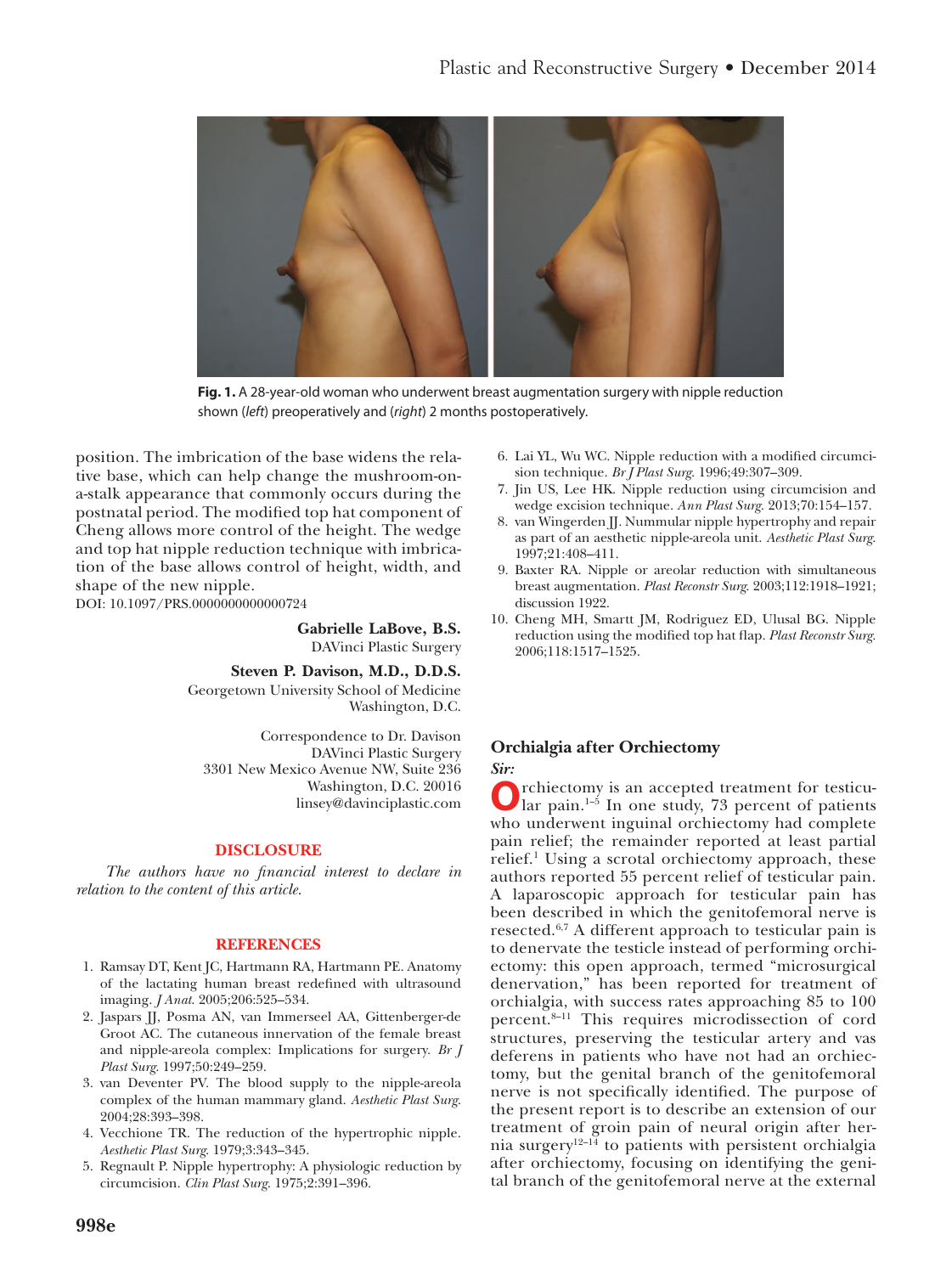Fig. 1. A 28-year-old woman who underwent breast augmentation surgery with nipple reduction shown (*left*) preoperatively and (*right*) 2 months postoperatively.

position. The imbrication of the base widens the relative base, which can help change the mushroom-on-a-stalk appearance that commonly occurs during the postnatal period. The modified top hat component of Cheng allows more control of the height. The wedge and top hat nipple reduction technique with imbrication of the base allows control of height, width, and shape of the new nipple.

DOI: 10.1097/PRS.0000000000000724

**Gabrielle LaBove, B.S.**
DAVinci Plastic Surgery

**Steven P. Davison, M.D., D.D.S.**
Georgetown University School of Medicine
Washington, D.C.

Correspondence to Dr. Davison
DAVinci Plastic Surgery
3301 New Mexico Avenue NW, Suite 236
Washington, D.C. 20016
linsey@davinciplastic.com

## DISCLOSURE

*The authors have no financial interest to declare in relation to the content of this article.*

## REFERENCES

1. Ramsay DT, Kent JC, Hartmann RA, Hartmann PE. Anatomy of the lactating human breast redefined with ultrasound imaging. *J Anat.* 2005;206:525–534.
2. Jaspars JJ, Posma AN, van Immerseel AA, Gittenberger-de Groot AC. The cutaneous innervation of the female breast and nipple-areola complex: Implications for surgery. *Br J Plast Surg.* 1997;50:249–259.
3. van Deventer PV. The blood supply to the nipple-areola complex of the human mammary gland. *Aesthetic Plast Surg.* 2004;28:393–398.
4. Vecchione TR. The reduction of the hypertrophic nipple. *Aesthetic Plast Surg.* 1979;3:343–345.
5. Regnault P. Nipple hypertrophy: A physiologic reduction by circumcision. *Clin Plast Surg.* 1975;2:391–396.
6. Lai YL, Wu WC. Nipple reduction with a modified circumcision technique. *Br J Plast Surg.* 1996;49:307–309.
7. Jin US, Lee HK. Nipple reduction using circumcision and wedge excision technique. *Ann Plast Surg.* 2013;70:154–157.
8. van Wingerden JJ. Nummular nipple hypertrophy and repair as part of an aesthetic nipple-areola unit. *Aesthetic Plast Surg.* 1997;21:408–411.
9. Baxter RA. Nipple or areolar reduction with simultaneous breast augmentation. *Plast Reconstr Surg.* 2003;112:1918–1921; discussion 1922.
10. Cheng MH, Smartt JM, Rodriguez ED, Ulusal BG. Nipple reduction using the modified top hat flap. *Plast Reconstr Surg.* 2006;118:1517–1525.

## Orchialgia after Orchiectomy

***Sir:***

Orchiectomy is an accepted treatment for testicular pain.[1–5] In one study, 73 percent of patients who underwent inguinal orchiectomy had complete pain relief; the remainder reported at least partial relief.[1] Using a scrotal orchiectomy approach, these authors reported 55 percent relief of testicular pain. A laparoscopic approach for testicular pain has been described in which the genitofemoral nerve is resected.[6,7] A different approach to testicular pain is to denervate the testicle instead of performing orchiectomy: this open approach, termed "microsurgical denervation," has been reported for treatment of orchialgia, with success rates approaching 85 to 100 percent.[8–11] This requires microdissection of cord structures, preserving the testicular artery and vas deferens in patients who have not had an orchiectomy, but the genital branch of the genitofemoral nerve is not specifically identified. The purpose of the present report is to describe an extension of our treatment of groin pain of neural origin after hernia surgery[12–14] to patients with persistent orchialgia after orchiectomy, focusing on identifying the genital branch of the genitofemoral nerve at the external